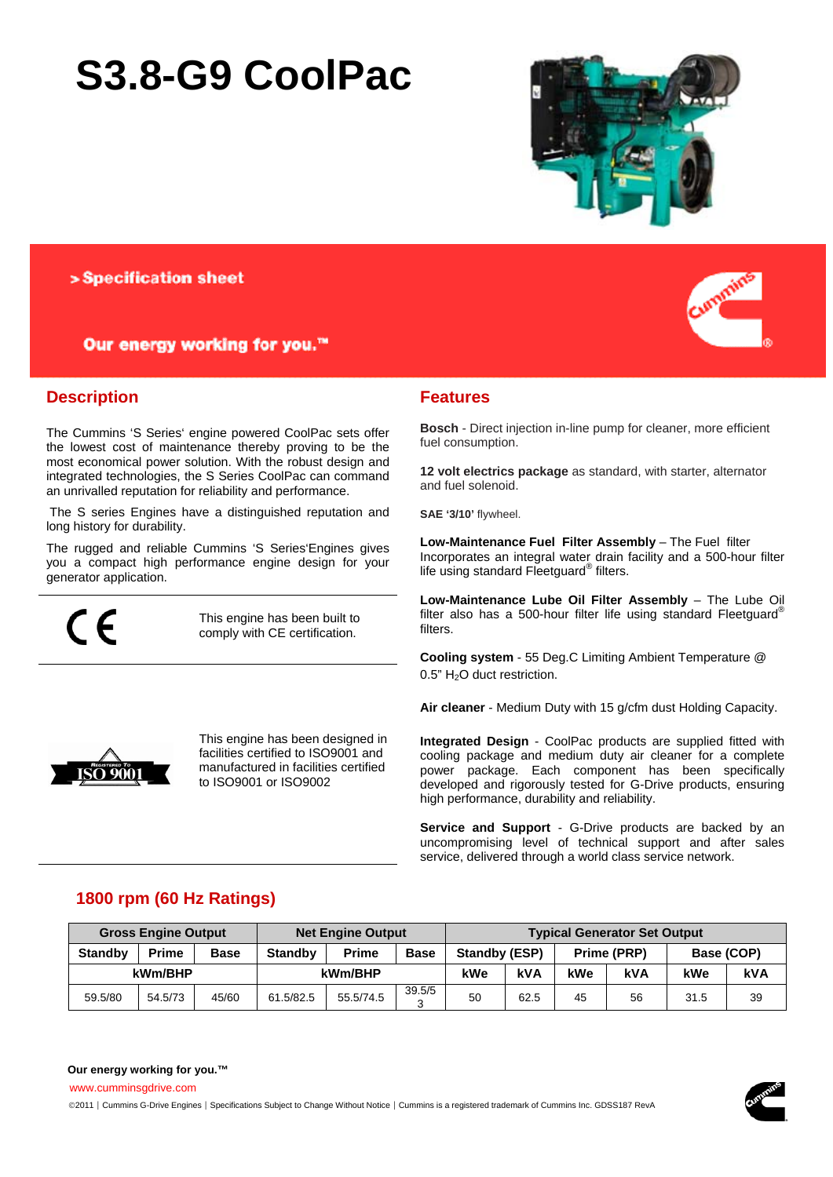# S3.8-G9 CoolPac

> Specification sheet

Our energy working for you.™

## Description

The Cummins 'S Series' engine powered CoolPac sets offer the lowest cost of maintenance thereby proving to be the most economical power solution. With the robust design and integrated technologies, the S Series CoolPac can command an unrivalled reputation for reliability and performance.

The S series Engines have a distinguished reputation and long history for durability.

The rugged and reliable Cummins 'S Series'Engines gives you a compact high performance engine design for your generator application.

CE

This engine has been built to comply with CE certification.

This engine has been designed in facilities certified to ISO9001 and manufactured in facilities certified to ISO9001 or ISO9002

## Features

**Bosch** - Direct injection in-line pump for cleaner, more efficient fuel consumption.

**12 volt electrics package** as standard, with starter, alternator and fuel solenoid.

**SAE '3/10'** flywheel.

**Low-Maintenance Fuel Filter Assembly** – The Fuel filter Incorporates an integral water drain facility and a 500-hour filter life using standard Fleetguard® filters.

**Low-Maintenance Lube Oil Filter Assembly** – The Lube Oil filter also has a 500-hour filter life using standard Fleetguard® filters.

**Cooling system** - 55 Deg.C Limiting Ambient Temperature @ 0.5" $H_2O$ duct restriction.

**Air cleaner** - Medium Duty with 15 g/cfm dust Holding Capacity.

**Integrated Design** - CoolPac products are supplied fitted with cooling package and medium duty air cleaner for a complete power package. Each component has been specifically developed and rigorously tested for G-Drive products, ensuring high performance, durability and reliability.

**Service and Support** - G-Drive products are backed by an uncompromising level of technical support and after sales service, delivered through a world class service network.

## 1800 rpm (60 Hz Ratings)

| Gross Engine Output | | | Net Engine Output | | | Typical Generator Set Output | | | | | |
|---|---|---|---|---|---|---|---|---|---|---|---|
| Standby | Prime | Base | Standby | Prime | Base | Standby (ESP) | | Prime (PRP) | | Base (COP) | |
| kWm/BHP | | | kWm/BHP | | | kWe | kVA | kWe | kVA | kWe | kVA |
| 59.5/80 | 54.5/73 | 45/60 | 61.5/82.5 | 55.5/74.5 | 39.5/53 | 50 | 62.5 | 45 | 56 | 31.5 | 39 |

Our energy working for you.™

www.cumminsgdrive.com

©2011 | Cummins G-Drive Engines | Specifications Subject to Change Without Notice | Cummins is a registered trademark of Cummins Inc. GDSS187 RevA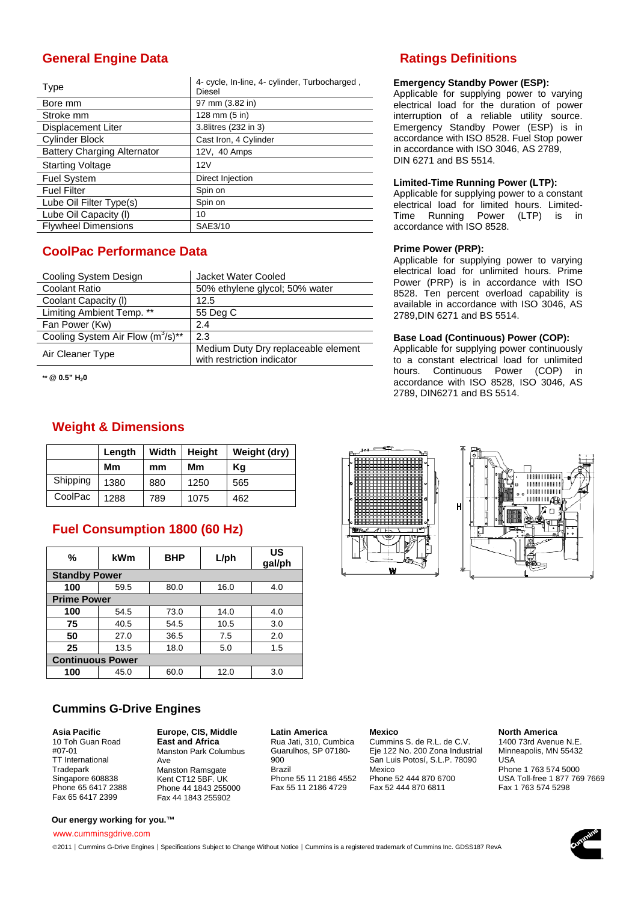## General Engine Data

| | |
|---|---|
| Type | 4- cycle, In-line, 4- cylinder, Turbocharged , Diesel |
| Bore mm | 97 mm (3.82 in) |
| Stroke mm | 128 mm (5 in) |
| Displacement Liter | 3.8litres (232 in 3) |
| Cylinder Block | Cast Iron, 4 Cylinder |
| Battery Charging Alternator | 12V, 40 Amps |
| Starting Voltage | 12V |
| Fuel System | Direct Injection |
| Fuel Filter | Spin on |
| Lube Oil Filter Type(s) | Spin on |
| Lube Oil Capacity (l) | 10 |
| Flywheel Dimensions | SAE3/10 |

## CoolPac Performance Data

| | |
|---|---|
| Cooling System Design | Jacket Water Cooled |
| Coolant Ratio | 50% ethylene glycol; 50% water |
| Coolant Capacity (l) | 12.5 |
| Limiting Ambient Temp. ** | 55 Deg C |
| Fan Power (Kw) | 2.4 |
| Cooling System Air Flow ($m^3$/s)** | 2.3 |
| Air Cleaner Type | Medium Duty Dry replaceable element with restriction indicator |

** @ 0.5" $H_2$0

## Weight & Dimensions

| | Length | Width | Height | Weight (dry) |
|---|---|---|---|---|
| | Mm | mm | Mm | Kg |
| Shipping | 1380 | 880 | 1250 | 565 |
| CoolPac | 1288 | 789 | 1075 | 462 |

W

H

L

## Fuel Consumption 1800 (60 Hz)

| % | kWm | BHP | L/ph | US gal/ph |
|---|---|---|---|---|
| **Standby Power** | | | | |
| **100** | 59.5 | 80.0 | 16.0 | 4.0 |
| **Prime Power** | | | | |
| **100** | 54.5 | 73.0 | 14.0 | 4.0 |
| **75** | 40.5 | 54.5 | 10.5 | 3.0 |
| **50** | 27.0 | 36.5 | 7.5 | 2.0 |
| **25** | 13.5 | 18.0 | 5.0 | 1.5 |
| **Continuous Power** | | | | |
| **100** | 45.0 | 60.0 | 12.0 | 3.0 |

## Ratings Definitions

**Emergency Standby Power (ESP):**
Applicable for supplying power to varying electrical load for the duration of power interruption of a reliable utility source. Emergency Standby Power (ESP) is in accordance with ISO 8528. Fuel Stop power in accordance with ISO 3046, AS 2789, DIN 6271 and BS 5514.

**Limited-Time Running Power (LTP):**
Applicable for supplying power to a constant electrical load for limited hours. Limited-Time Running Power (LTP) is in accordance with ISO 8528.

**Prime Power (PRP):**
Applicable for supplying power to varying electrical load for unlimited hours. Prime Power (PRP) is in accordance with ISO 8528. Ten percent overload capability is available in accordance with ISO 3046, AS 2789,DIN 6271 and BS 5514.

**Base Load (Continuous) Power (COP):**
Applicable for supplying power continuously to a constant electrical load for unlimited hours. Continuous Power (COP) in accordance with ISO 8528, ISO 3046, AS 2789, DIN6271 and BS 5514.

## Cummins G-Drive Engines

**Asia Pacific**
10 Toh Guan Road
#07-01
TT International
Tradepark
Singapore 608838
Phone 65 6417 2388
Fax 65 6417 2399

**Europe, CIS, Middle East and Africa**
Manston Park Columbus Ave
Manston Ramsgate
Kent CT12 5BF. UK
Phone 44 1843 255000
Fax 44 1843 255902

**Latin America**
Rua Jati, 310, Cumbica
Guarulhos, SP 07180-900
Brazil
Phone 55 11 2186 4552
Fax 55 11 2186 4729

**Mexico**
Cummins S. de R.L. de C.V.
Eje 122 No. 200 Zona Industrial
San Luis Potosí, S.L.P. 78090
Mexico
Phone 52 444 870 6700
Fax 52 444 870 6811

**North America**
1400 73rd Avenue N.E.
Minneapolis, MN 55432
USA
Phone 1 763 574 5000
USA Toll-free 1 877 769 7669
Fax 1 763 574 5298

**Our energy working for you.™**

www.cumminsgdrive.com

©2011 | Cummins G-Drive Engines | Specifications Subject to Change Without Notice | Cummins is a registered trademark of Cummins Inc. GDSS187 RevA